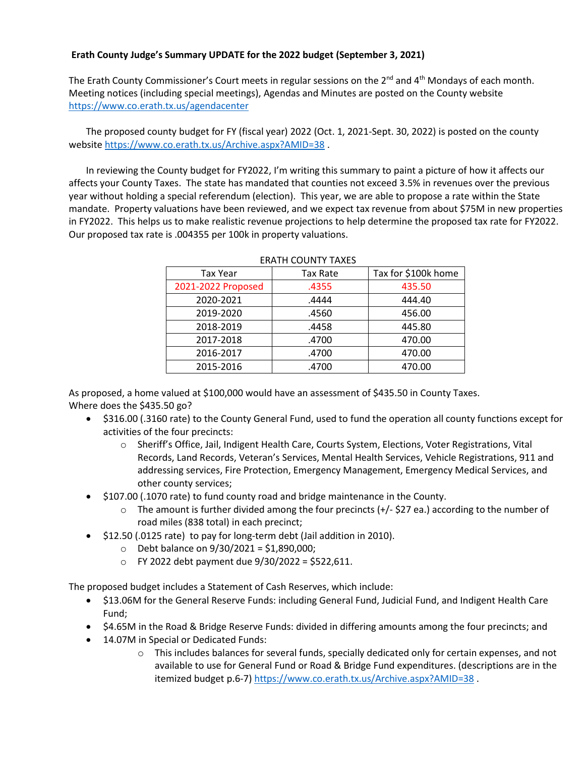**Erath County Judge's Summary UPDATE for the 2022 budget (September 3, 2021)**

The Erath County Commissioner's Court meets in regular sessions on the 2nd and 4th Mondays of each month. Meeting notices (including special meetings), Agendas and Minutes are posted on the County website https://www.co.erath.tx.us/agendacenter

The proposed county budget for FY (fiscal year) 2022 (Oct. 1, 2021-Sept. 30, 2022) is posted on the county website https://www.co.erath.tx.us/Archive.aspx?AMID=38 .

In reviewing the County budget for FY2022, I'm writing this summary to paint a picture of how it affects our affects your County Taxes. The state has mandated that counties not exceed 3.5% in revenues over the previous year without holding a special referendum (election). This year, we are able to propose a rate within the State mandate. Property valuations have been reviewed, and we expect tax revenue from about $75M in new properties in FY2022. This helps us to make realistic revenue projections to help determine the proposed tax rate for FY2022. Our proposed tax rate is .004355 per 100k in property valuations.

ERATH COUNTY TAXES

| Tax Year | Tax Rate | Tax for $100k home |
|---|---|---|
| 2021-2022 Proposed | .4355 | 435.50 |
| 2020-2021 | .4444 | 444.40 |
| 2019-2020 | .4560 | 456.00 |
| 2018-2019 | .4458 | 445.80 |
| 2017-2018 | .4700 | 470.00 |
| 2016-2017 | .4700 | 470.00 |
| 2015-2016 | .4700 | 470.00 |

As proposed, a home valued at $100,000 would have an assessment of $435.50 in County Taxes.
Where does the $435.50 go?

- $316.00 (.3160 rate) to the County General Fund, used to fund the operation all county functions except for activities of the four precincts:
  - Sheriff's Office, Jail, Indigent Health Care, Courts System, Elections, Voter Registrations, Vital Records, Land Records, Veteran's Services, Mental Health Services, Vehicle Registrations, 911 and addressing services, Fire Protection, Emergency Management, Emergency Medical Services, and other county services;
- $107.00 (.1070 rate) to fund county road and bridge maintenance in the County.
  - The amount is further divided among the four precincts (+/- $27 ea.) according to the number of road miles (838 total) in each precinct;
- $12.50 (.0125 rate) to pay for long-term debt (Jail addition in 2010).
  - Debt balance on 9/30/2021 = $1,890,000;
  - FY 2022 debt payment due 9/30/2022 = $522,611.

The proposed budget includes a Statement of Cash Reserves, which include:

- $13.06M for the General Reserve Funds: including General Fund, Judicial Fund, and Indigent Health Care Fund;
- $4.65M in the Road & Bridge Reserve Funds: divided in differing amounts among the four precincts; and
- 14.07M in Special or Dedicated Funds:
  - This includes balances for several funds, specially dedicated only for certain expenses, and not available to use for General Fund or Road & Bridge Fund expenditures. (descriptions are in the itemized budget p.6-7) https://www.co.erath.tx.us/Archive.aspx?AMID=38 .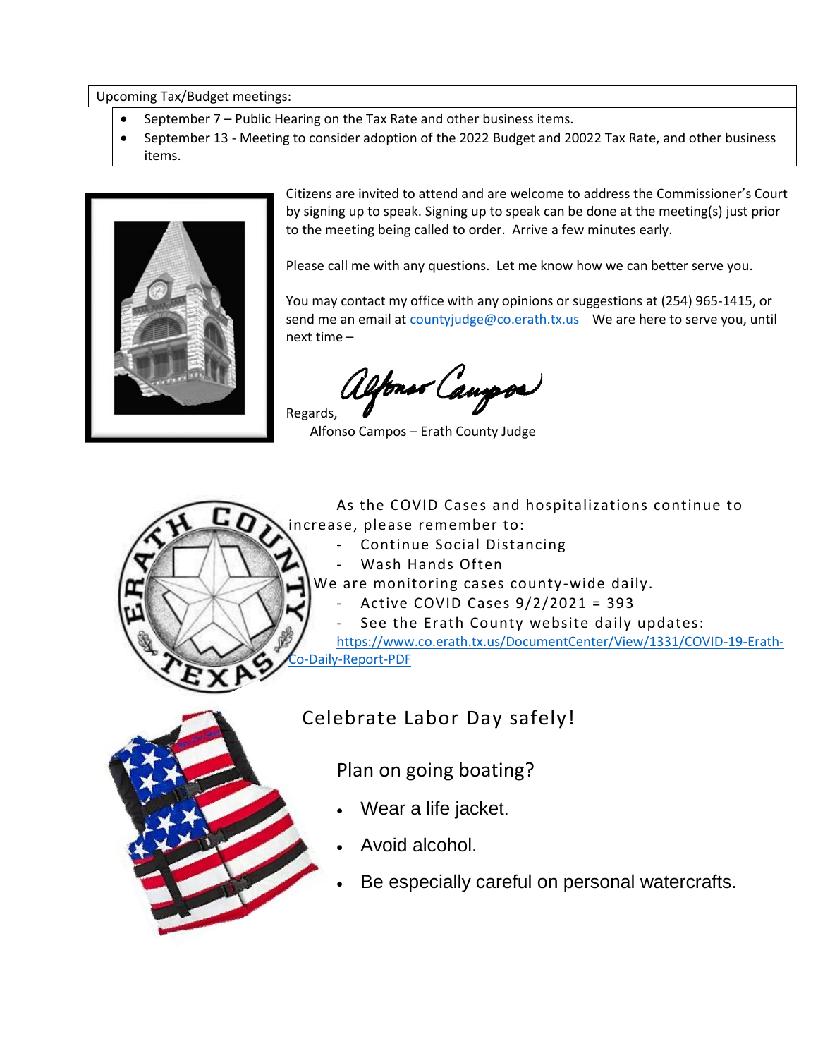Upcoming Tax/Budget meetings:

- September 7 – Public Hearing on the Tax Rate and other business items.
- September 13 - Meeting to consider adoption of the 2022 Budget and 20022 Tax Rate, and other business items.

Citizens are invited to attend and are welcome to address the Commissioner's Court by signing up to speak. Signing up to speak can be done at the meeting(s) just prior to the meeting being called to order. Arrive a few minutes early.

Please call me with any questions. Let me know how we can better serve you.

You may contact my office with any opinions or suggestions at (254) 965-1415, or send me an email at countyjudge@co.erath.tx.us We are here to serve you, until next time –

Regards,

Alfonso Campos – Erath County Judge

As the COVID Cases and hospitalizations continue to increase, please remember to:

- Continue Social Distancing
- Wash Hands Often

We are monitoring cases county-wide daily.

- Active COVID Cases 9/2/2021 = 393
- See the Erath County website daily updates: https://www.co.erath.tx.us/DocumentCenter/View/1331/COVID-19-Erath-Co-Daily-Report-PDF

## Celebrate Labor Day safely!

Plan on going boating?

- Wear a life jacket.
- Avoid alcohol.
- Be especially careful on personal watercrafts.